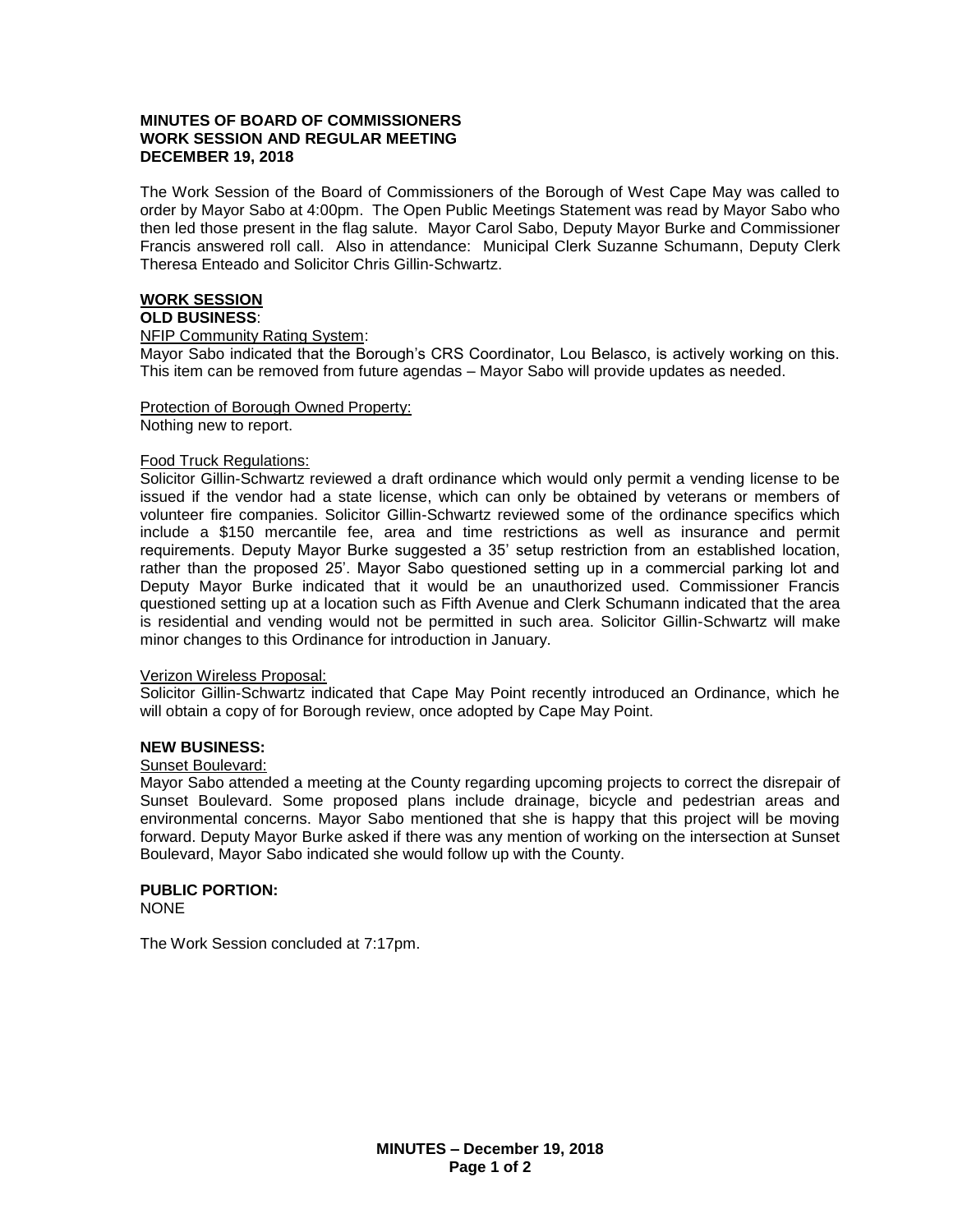**MINUTES OF BOARD OF COMMISSIONERS**
**WORK SESSION AND REGULAR MEETING**
**DECEMBER 19, 2018**

The Work Session of the Board of Commissioners of the Borough of West Cape May was called to order by Mayor Sabo at 4:00pm. The Open Public Meetings Statement was read by Mayor Sabo who then led those present in the flag salute. Mayor Carol Sabo, Deputy Mayor Burke and Commissioner Francis answered roll call. Also in attendance: Municipal Clerk Suzanne Schumann, Deputy Clerk Theresa Enteado and Solicitor Chris Gillin-Schwartz.

## WORK SESSION

**OLD BUSINESS**:

NFIP Community Rating System:
Mayor Sabo indicated that the Borough's CRS Coordinator, Lou Belasco, is actively working on this. This item can be removed from future agendas – Mayor Sabo will provide updates as needed.

Protection of Borough Owned Property:
Nothing new to report.

Food Truck Regulations:
Solicitor Gillin-Schwartz reviewed a draft ordinance which would only permit a vending license to be issued if the vendor had a state license, which can only be obtained by veterans or members of volunteer fire companies. Solicitor Gillin-Schwartz reviewed some of the ordinance specifics which include a $150 mercantile fee, area and time restrictions as well as insurance and permit requirements. Deputy Mayor Burke suggested a 35' setup restriction from an established location, rather than the proposed 25'. Mayor Sabo questioned setting up in a commercial parking lot and Deputy Mayor Burke indicated that it would be an unauthorized used. Commissioner Francis questioned setting up at a location such as Fifth Avenue and Clerk Schumann indicated that the area is residential and vending would not be permitted in such area. Solicitor Gillin-Schwartz will make minor changes to this Ordinance for introduction in January.

Verizon Wireless Proposal:
Solicitor Gillin-Schwartz indicated that Cape May Point recently introduced an Ordinance, which he will obtain a copy of for Borough review, once adopted by Cape May Point.

**NEW BUSINESS:**

Sunset Boulevard:
Mayor Sabo attended a meeting at the County regarding upcoming projects to correct the disrepair of Sunset Boulevard. Some proposed plans include drainage, bicycle and pedestrian areas and environmental concerns. Mayor Sabo mentioned that she is happy that this project will be moving forward. Deputy Mayor Burke asked if there was any mention of working on the intersection at Sunset Boulevard, Mayor Sabo indicated she would follow up with the County.

**PUBLIC PORTION:**
NONE

The Work Session concluded at 7:17pm.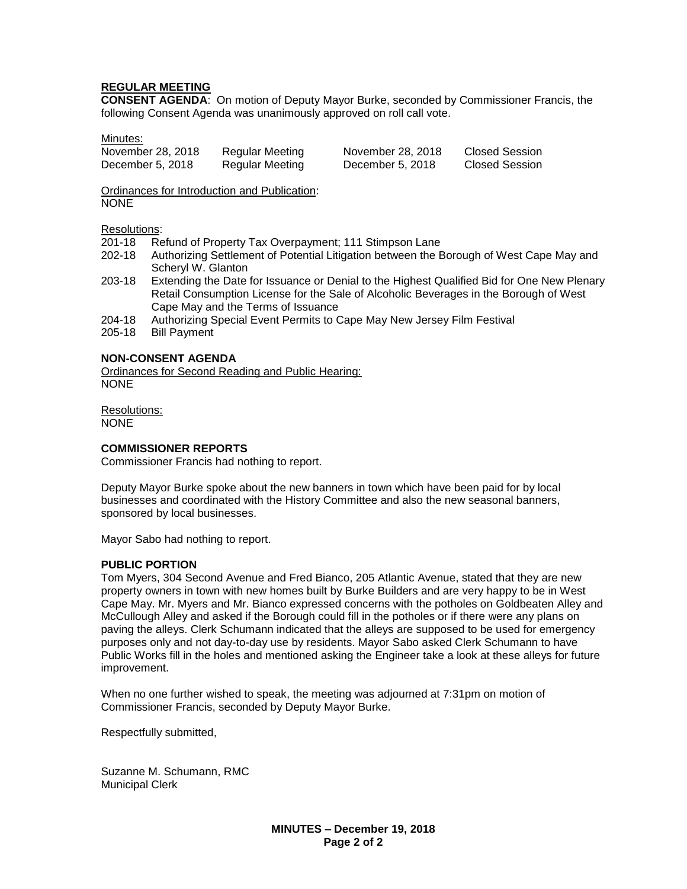**REGULAR MEETING**

**CONSENT AGENDA**: On motion of Deputy Mayor Burke, seconded by Commissioner Francis, the following Consent Agenda was unanimously approved on roll call vote.

Minutes:

| | | | |
|---|---|---|---|
| November 28, 2018 | Regular Meeting | November 28, 2018 | Closed Session |
| December 5, 2018 | Regular Meeting | December 5, 2018 | Closed Session |

Ordinances for Introduction and Publication:
NONE

Resolutions:

201-18 Refund of Property Tax Overpayment; 111 Stimpson Lane
202-18 Authorizing Settlement of Potential Litigation between the Borough of West Cape May and Scheryl W. Glanton
203-18 Extending the Date for Issuance or Denial to the Highest Qualified Bid for One New Plenary Retail Consumption License for the Sale of Alcoholic Beverages in the Borough of West Cape May and the Terms of Issuance
204-18 Authorizing Special Event Permits to Cape May New Jersey Film Festival
205-18 Bill Payment

**NON-CONSENT AGENDA**

Ordinances for Second Reading and Public Hearing:
NONE

Resolutions:
NONE

**COMMISSIONER REPORTS**

Commissioner Francis had nothing to report.

Deputy Mayor Burke spoke about the new banners in town which have been paid for by local businesses and coordinated with the History Committee and also the new seasonal banners, sponsored by local businesses.

Mayor Sabo had nothing to report.

**PUBLIC PORTION**

Tom Myers, 304 Second Avenue and Fred Bianco, 205 Atlantic Avenue, stated that they are new property owners in town with new homes built by Burke Builders and are very happy to be in West Cape May. Mr. Myers and Mr. Bianco expressed concerns with the potholes on Goldbeaten Alley and McCullough Alley and asked if the Borough could fill in the potholes or if there were any plans on paving the alleys. Clerk Schumann indicated that the alleys are supposed to be used for emergency purposes only and not day-to-day use by residents. Mayor Sabo asked Clerk Schumann to have Public Works fill in the holes and mentioned asking the Engineer take a look at these alleys for future improvement.

When no one further wished to speak, the meeting was adjourned at 7:31pm on motion of Commissioner Francis, seconded by Deputy Mayor Burke.

Respectfully submitted,

Suzanne M. Schumann, RMC
Municipal Clerk

**MINUTES – December 19, 2018**